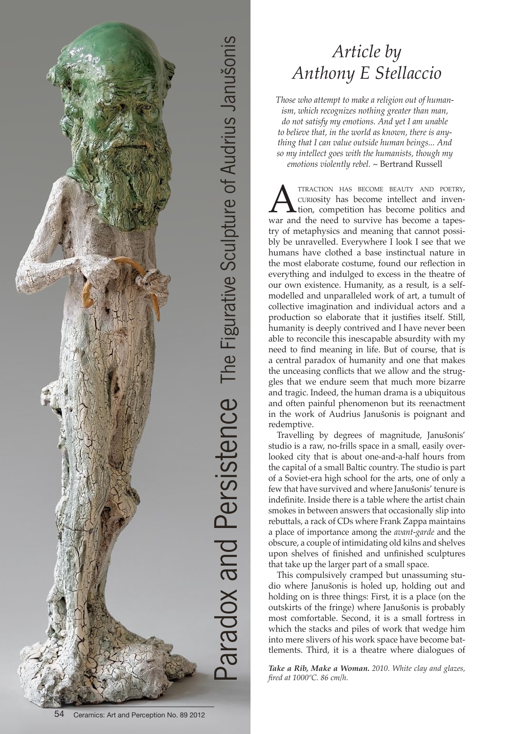# Paradox and Persistence The Figurative Sculpture of Audrius Janušonis

## *Article by Anthony E Stellaccio*

*Those who attempt to make a religion out of humanism, which recognizes nothing greater than man, do not satisfy my emotions. And yet I am unable to believe that, in the world as known, there is anything that I can value outside human beings... And so my intellect goes with the humanists, though my emotions violently rebel.* ~ Bertrand Russell

ATTRACTION HAS BECOME BEAUTY AND POETRY, CURIOsity has become intellect and invention, competition has become politics and war and the need to survive has become a tapestry of metaphysics and meaning that cannot possibly be unravelled. Everywhere I look I see that we humans have clothed a base instinctual nature in the most elaborate costume, found our reflection in everything and indulged to excess in the theatre of our own existence. Humanity, as a result, is a self-modelled and unparalleled work of art, a tumult of collective imagination and individual actors and a production so elaborate that it justifies itself. Still, humanity is deeply contrived and I have never been able to reconcile this inescapable absurdity with my need to find meaning in life. But of course, that is a central paradox of humanity and one that makes the unceasing conflicts that we allow and the struggles that we endure seem that much more bizarre and tragic. Indeed, the human drama is a ubiquitous and often painful phenomenon but its reenactment in the work of Audrius Janušonis is poignant and redemptive.

Travelling by degrees of magnitude, Janušonis' studio is a raw, no-frills space in a small, easily overlooked city that is about one-and-a-half hours from the capital of a small Baltic country. The studio is part of a Soviet-era high school for the arts, one of only a few that have survived and where Janušonis' tenure is indefinite. Inside there is a table where the artist chain smokes in between answers that occasionally slip into rebuttals, a rack of CDs where Frank Zappa maintains a place of importance among the *avant-garde* and the obscure, a couple of intimidating old kilns and shelves upon shelves of finished and unfinished sculptures that take up the larger part of a small space.

This compulsively cramped but unassuming studio where Janušonis is holed up, holding out and holding on is three things: First, it is a place (on the outskirts of the fringe) where Janušonis is probably most comfortable. Second, it is a small fortress in which the stacks and piles of work that wedge him into mere slivers of his work space have become battlements. Third, it is a theatre where dialogues of

***Take a Rib, Make a Woman.*** *2010. White clay and glazes, fired at 1000ºC. 86 cm/h.*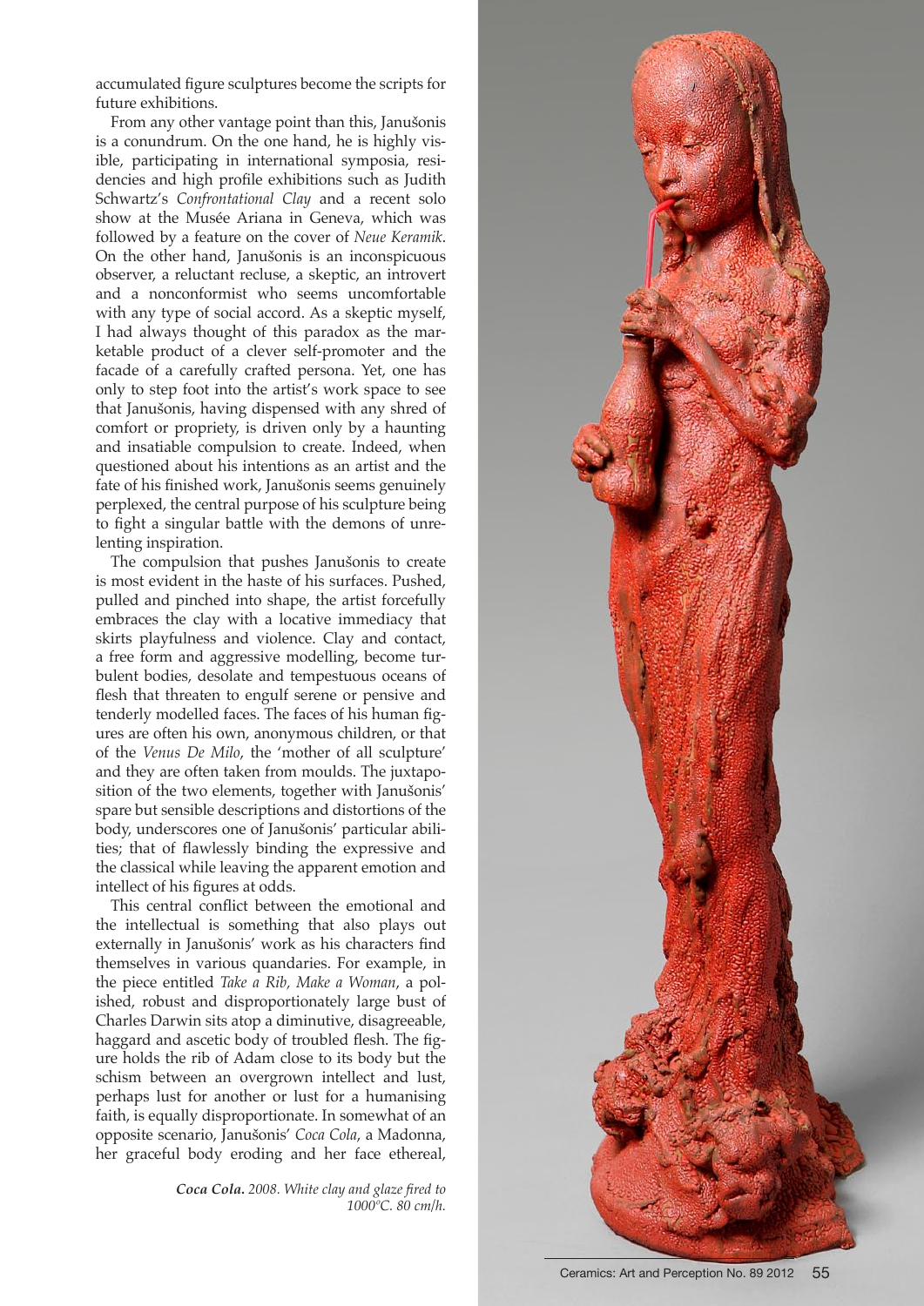accumulated figure sculptures become the scripts for future exhibitions.

From any other vantage point than this, Janušonis is a conundrum. On the one hand, he is highly visible, participating in international symposia, residencies and high profile exhibitions such as Judith Schwartz's *Confrontational Clay* and a recent solo show at the Musée Ariana in Geneva, which was followed by a feature on the cover of *Neue Keramik*. On the other hand, Janušonis is an inconspicuous observer, a reluctant recluse, a skeptic, an introvert and a nonconformist who seems uncomfortable with any type of social accord. As a skeptic myself, I had always thought of this paradox as the marketable product of a clever self-promoter and the facade of a carefully crafted persona. Yet, one has only to step foot into the artist's work space to see that Janušonis, having dispensed with any shred of comfort or propriety, is driven only by a haunting and insatiable compulsion to create. Indeed, when questioned about his intentions as an artist and the fate of his finished work, Janušonis seems genuinely perplexed, the central purpose of his sculpture being to fight a singular battle with the demons of unrelenting inspiration.

The compulsion that pushes Janušonis to create is most evident in the haste of his surfaces. Pushed, pulled and pinched into shape, the artist forcefully embraces the clay with a locative immediacy that skirts playfulness and violence. Clay and contact, a free form and aggressive modelling, become turbulent bodies, desolate and tempestuous oceans of flesh that threaten to engulf serene or pensive and tenderly modelled faces. The faces of his human figures are often his own, anonymous children, or that of the *Venus De Milo*, the 'mother of all sculpture' and they are often taken from moulds. The juxtaposition of the two elements, together with Janušonis' spare but sensible descriptions and distortions of the body, underscores one of Janušonis' particular abilities; that of flawlessly binding the expressive and the classical while leaving the apparent emotion and intellect of his figures at odds.

This central conflict between the emotional and the intellectual is something that also plays out externally in Janušonis' work as his characters find themselves in various quandaries. For example, in the piece entitled *Take a Rib, Make a Woman*, a polished, robust and disproportionately large bust of Charles Darwin sits atop a diminutive, disagreeable, haggard and ascetic body of troubled flesh. The figure holds the rib of Adam close to its body but the schism between an overgrown intellect and lust, perhaps lust for another or lust for a humanising faith, is equally disproportionate. In somewhat of an opposite scenario, Janušonis' *Coca Cola*, a Madonna, her graceful body eroding and her face ethereal,

***Coca Cola.*** *2008. White clay and glaze fired to 1000°C. 80 cm/h.*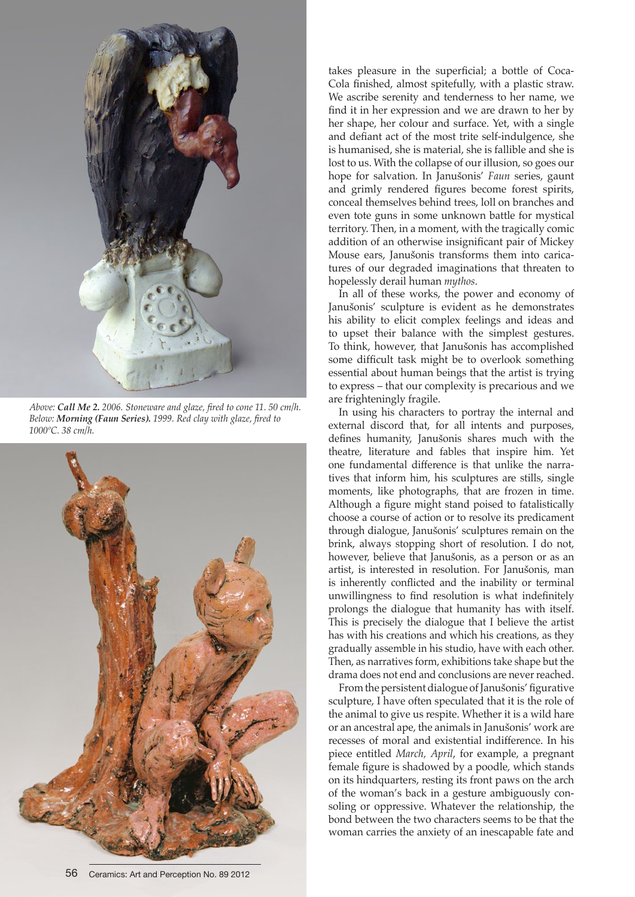*Above:* ***Call Me 2.*** *2006. Stoneware and glaze, fired to cone 11. 50 cm/h.*
*Below:* ***Morning (Faun Series).*** *1999. Red clay with glaze, fired to 1000ºC. 38 cm/h.*

takes pleasure in the superficial; a bottle of Coca-Cola finished, almost spitefully, with a plastic straw. We ascribe serenity and tenderness to her name, we find it in her expression and we are drawn to her by her shape, her colour and surface. Yet, with a single and defiant act of the most trite self-indulgence, she is humanised, she is material, she is fallible and she is lost to us. With the collapse of our illusion, so goes our hope for salvation. In Janušonis' *Faun* series, gaunt and grimly rendered figures become forest spirits, conceal themselves behind trees, loll on branches and even tote guns in some unknown battle for mystical territory. Then, in a moment, with the tragically comic addition of an otherwise insignificant pair of Mickey Mouse ears, Janušonis transforms them into caricatures of our degraded imaginations that threaten to hopelessly derail human *mythos*.

In all of these works, the power and economy of Janušonis' sculpture is evident as he demonstrates his ability to elicit complex feelings and ideas and to upset their balance with the simplest gestures. To think, however, that Janušonis has accomplished some difficult task might be to overlook something essential about human beings that the artist is trying to express – that our complexity is precarious and we are frighteningly fragile.

In using his characters to portray the internal and external discord that, for all intents and purposes, defines humanity, Janušonis shares much with the theatre, literature and fables that inspire him. Yet one fundamental difference is that unlike the narratives that inform him, his sculptures are stills, single moments, like photographs, that are frozen in time. Although a figure might stand poised to fatalistically choose a course of action or to resolve its predicament through dialogue, Janušonis' sculptures remain on the brink, always stopping short of resolution. I do not, however, believe that Janušonis, as a person or as an artist, is interested in resolution. For Janušonis, man is inherently conflicted and the inability or terminal unwillingness to find resolution is what indefinitely prolongs the dialogue that humanity has with itself. This is precisely the dialogue that I believe the artist has with his creations and which his creations, as they gradually assemble in his studio, have with each other. Then, as narratives form, exhibitions take shape but the drama does not end and conclusions are never reached.

From the persistent dialogue of Janušonis' figurative sculpture, I have often speculated that it is the role of the animal to give us respite. Whether it is a wild hare or an ancestral ape, the animals in Janušonis' work are recesses of moral and existential indifference. In his piece entitled *March, April*, for example, a pregnant female figure is shadowed by a poodle, which stands on its hindquarters, resting its front paws on the arch of the woman's back in a gesture ambiguously consoling or oppressive. Whatever the relationship, the bond between the two characters seems to be that the woman carries the anxiety of an inescapable fate and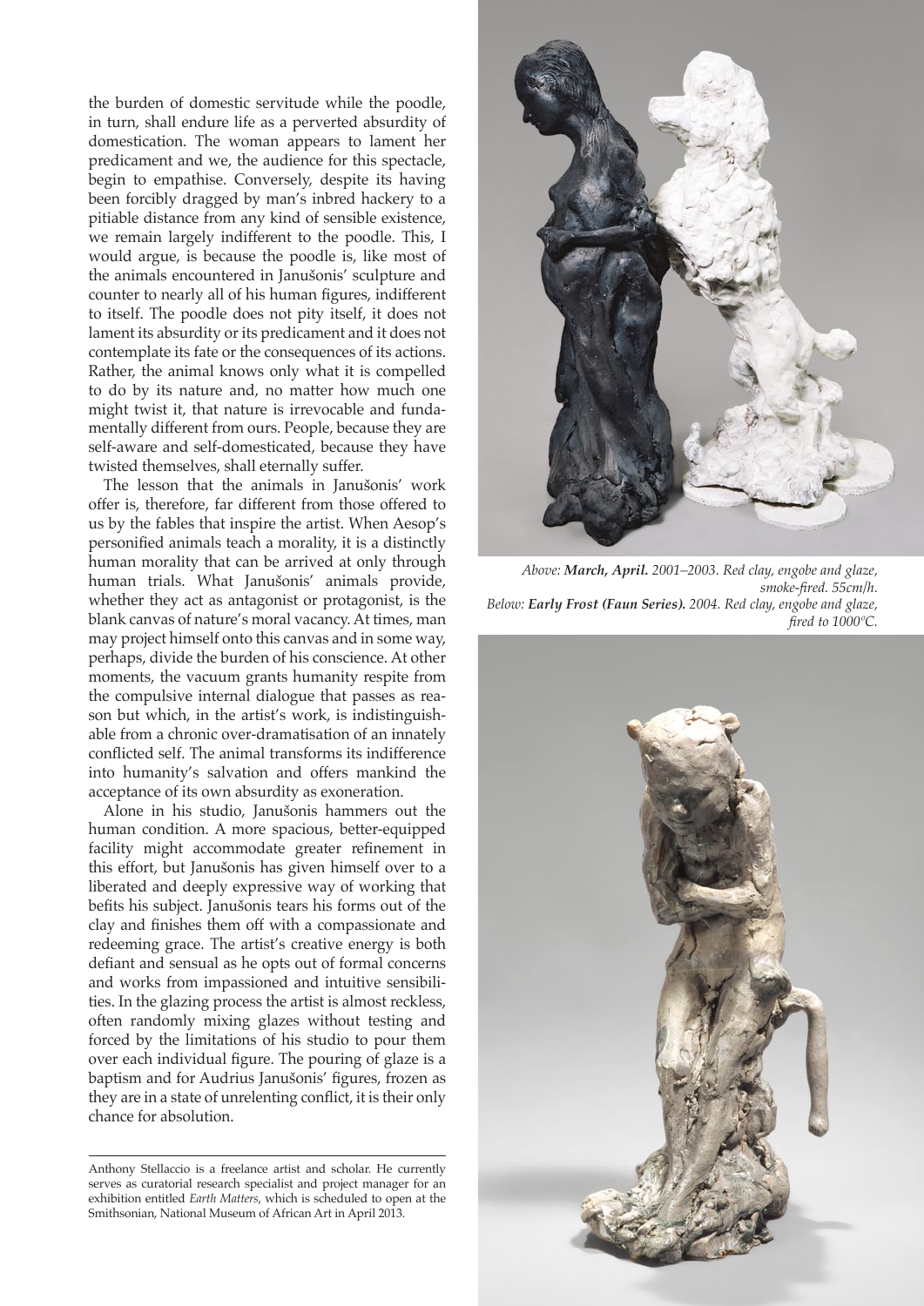the burden of domestic servitude while the poodle, in turn, shall endure life as a perverted absurdity of domestication. The woman appears to lament her predicament and we, the audience for this spectacle, begin to empathise. Conversely, despite its having been forcibly dragged by man's inbred hackery to a pitiable distance from any kind of sensible existence, we remain largely indifferent to the poodle. This, I would argue, is because the poodle is, like most of the animals encountered in Janušonis' sculpture and counter to nearly all of his human figures, indifferent to itself. The poodle does not pity itself, it does not lament its absurdity or its predicament and it does not contemplate its fate or the consequences of its actions. Rather, the animal knows only what it is compelled to do by its nature and, no matter how much one might twist it, that nature is irrevocable and fundamentally different from ours. People, because they are self-aware and self-domesticated, because they have twisted themselves, shall eternally suffer.

The lesson that the animals in Janušonis' work offer is, therefore, far different from those offered to us by the fables that inspire the artist. When Aesop's personified animals teach a morality, it is a distinctly human morality that can be arrived at only through human trials. What Janušonis' animals provide, whether they act as antagonist or protagonist, is the blank canvas of nature's moral vacancy. At times, man may project himself onto this canvas and in some way, perhaps, divide the burden of his conscience. At other moments, the vacuum grants humanity respite from the compulsive internal dialogue that passes as reason but which, in the artist's work, is indistinguishable from a chronic over-dramatisation of an innately conflicted self. The animal transforms its indifference into humanity's salvation and offers mankind the acceptance of its own absurdity as exoneration.

Alone in his studio, Janušonis hammers out the human condition. A more spacious, better-equipped facility might accommodate greater refinement in this effort, but Janušonis has given himself over to a liberated and deeply expressive way of working that befits his subject. Janušonis tears his forms out of the clay and finishes them off with a compassionate and redeeming grace. The artist's creative energy is both defiant and sensual as he opts out of formal concerns and works from impassioned and intuitive sensibilities. In the glazing process the artist is almost reckless, often randomly mixing glazes without testing and forced by the limitations of his studio to pour them over each individual figure. The pouring of glaze is a baptism and for Audrius Janušonis' figures, frozen as they are in a state of unrelenting conflict, it is their only chance for absolution.

*Above:* ***March, April.*** *2001–2003. Red clay, engobe and glaze, smoke-fired. 55cm/h.*
*Below:* ***Early Frost (Faun Series).*** *2004. Red clay, engobe and glaze, fired to 1000°C.*

---

Anthony Stellaccio is a freelance artist and scholar. He currently serves as curatorial research specialist and project manager for an exhibition entitled *Earth Matters*, which is scheduled to open at the Smithsonian, National Museum of African Art in April 2013.